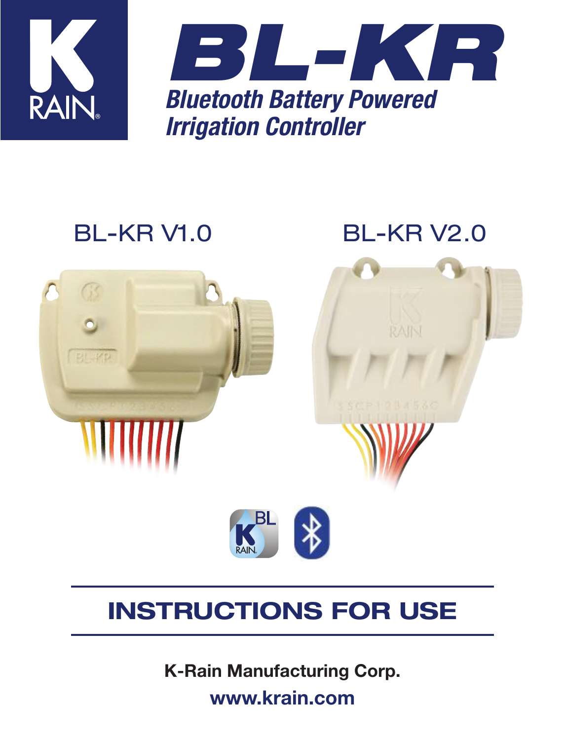# BL-KR

***Bluetooth Battery Powered Irrigation Controller***

BL-KR V1.0

BL-KR V2.0

## INSTRUCTIONS FOR USE

**K-Rain Manufacturing Corp.**

**www.krain.com**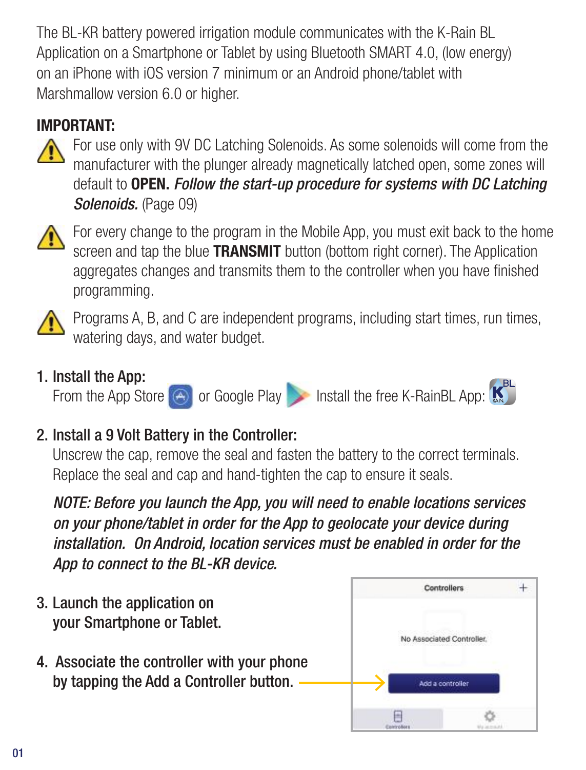The BL-KR battery powered irrigation module communicates with the K-Rain BL Application on a Smartphone or Tablet by using Bluetooth SMART 4.0, (low energy) on an iPhone with iOS version 7 minimum or an Android phone/tablet with Marshmallow version 6.0 or higher.

**IMPORTANT:**

⚠ For use only with 9V DC Latching Solenoids. As some solenoids will come from the manufacturer with the plunger already magnetically latched open, some zones will default to **OPEN.** ***Follow the start-up procedure for systems with DC Latching Solenoids.*** (Page 09)

⚠ For every change to the program in the Mobile App, you must exit back to the home screen and tap the blue **TRANSMIT** button (bottom right corner). The Application aggregates changes and transmits them to the controller when you have finished programming.

⚠ Programs A, B, and C are independent programs, including start times, run times, watering days, and water budget.

1. **Install the App:**
   From the App Store or Google Play Install the free K-RainBL App:

2. **Install a 9 Volt Battery in the Controller:**
   Unscrew the cap, remove the seal and fasten the battery to the correct terminals. Replace the seal and cap and hand-tighten the cap to ensure it seals.

   ***NOTE: Before you launch the App, you will need to enable locations services on your phone/tablet in order for the App to geolocate your device during installation. On Android, location services must be enabled in order for the App to connect to the BL-KR device.***

3. **Launch the application on your Smartphone or Tablet.**

4. **Associate the controller with your phone by tapping the Add a Controller button.**

Controllers +

No Associated Controller.

Add a controller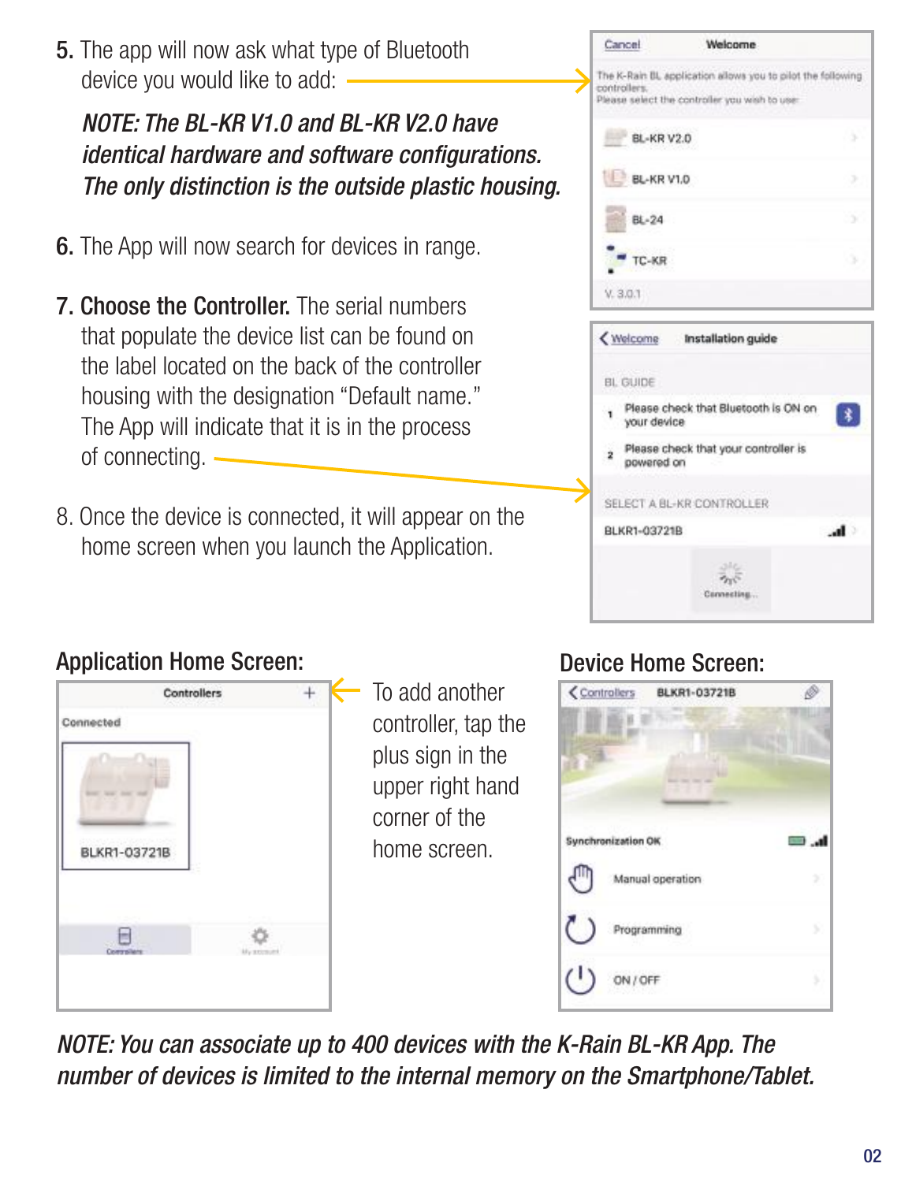5. The app will now ask what type of Bluetooth device you would like to add:

   *NOTE: The BL-KR V1.0 and BL-KR V2.0 have identical hardware and software configurations. The only distinction is the outside plastic housing.*

6. The App will now search for devices in range.

7. **Choose the Controller.** The serial numbers that populate the device list can be found on the label located on the back of the controller housing with the designation "Default name." The App will indicate that it is in the process of connecting.

8. Once the device is connected, it will appear on the home screen when you launch the Application.

Cancel Welcome

The K-Rain BL application allows you to pilot the following controllers.
Please select the controller you wish to use:

- BL-KR V2.0
- BL-KR V1.0
- BL-24
- TC-KR

V. 3.0.1

Welcome Installation guide

BL GUIDE

1. Please check that Bluetooth is ON on your device
2. Please check that your controller is powered on

SELECT A BL-KR CONTROLLER

BLKR1-03721B

Connecting...

## Application Home Screen:

Controllers +

Connected

BLKR1-03721B

Controllers My account

To add another controller, tap the plus sign in the upper right hand corner of the home screen.

## Device Home Screen:

Controllers BLKR1-03721B

Synchronization OK

- Manual operation
- Programming
- ON / OFF

*NOTE: You can associate up to 400 devices with the K-Rain BL-KR App. The number of devices is limited to the internal memory on the Smartphone/Tablet.*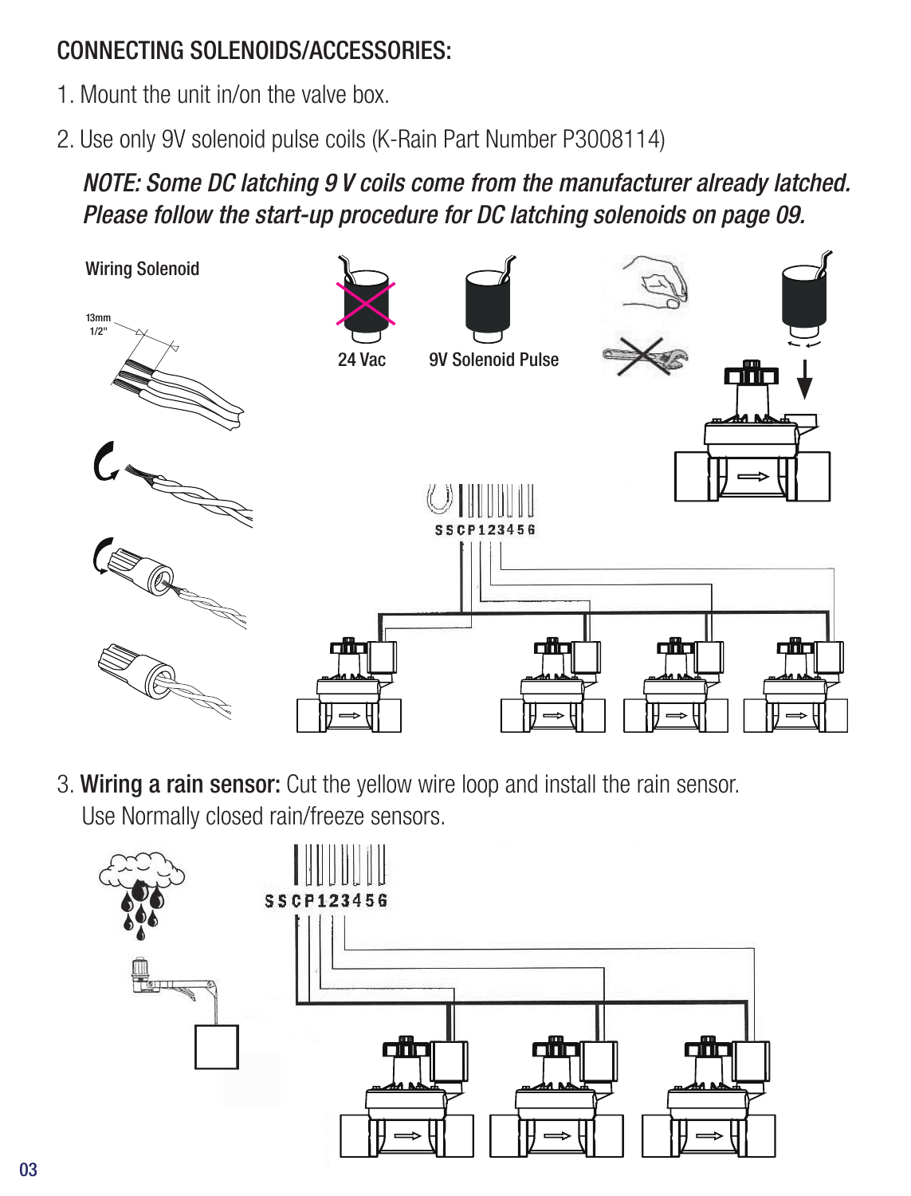## CONNECTING SOLENOIDS/ACCESSORIES:

1. Mount the unit in/on the valve box.
2. Use only 9V solenoid pulse coils (K-Rain Part Number P3008114)

   *NOTE: Some DC latching 9 V coils come from the manufacturer already latched. Please follow the start-up procedure for DC latching solenoids on page 09.*

Wiring Solenoid

13mm
1/2"

24 Vac

9V Solenoid Pulse

SSCP123456

3. **Wiring a rain sensor:** Cut the yellow wire loop and install the rain sensor. Use Normally closed rain/freeze sensors.

SSCP123456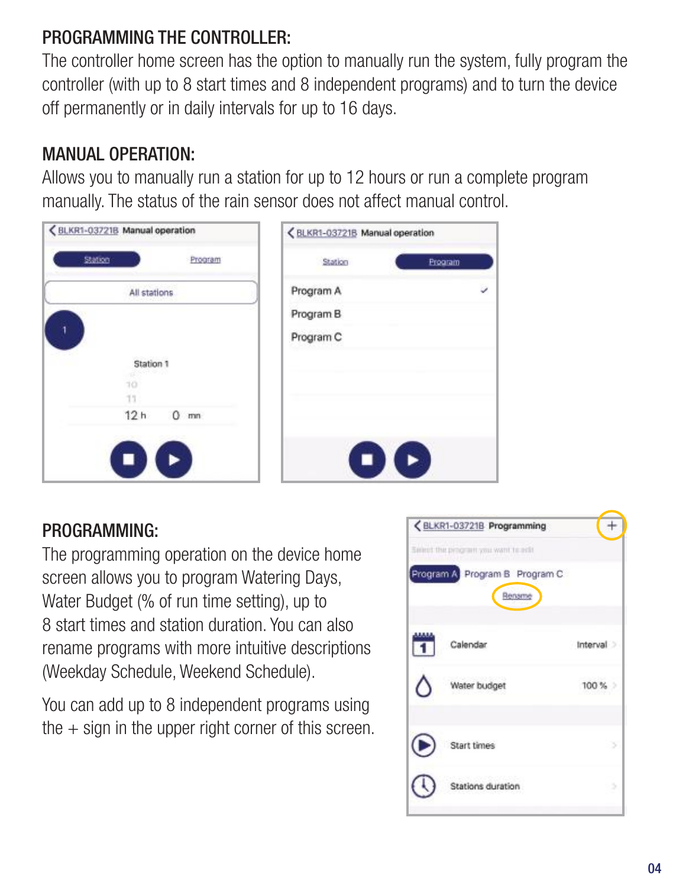## PROGRAMMING THE CONTROLLER:

The controller home screen has the option to manually run the system, fully program the controller (with up to 8 start times and 8 independent programs) and to turn the device off permanently or in daily intervals for up to 16 days.

## MANUAL OPERATION:

Allows you to manually run a station for up to 12 hours or run a complete program manually. The status of the rain sensor does not affect manual control.

## PROGRAMMING:

The programming operation on the device home screen allows you to program Watering Days, Water Budget (% of run time setting), up to 8 start times and station duration. You can also rename programs with more intuitive descriptions (Weekday Schedule, Weekend Schedule).

You can add up to 8 independent programs using the + sign in the upper right corner of this screen.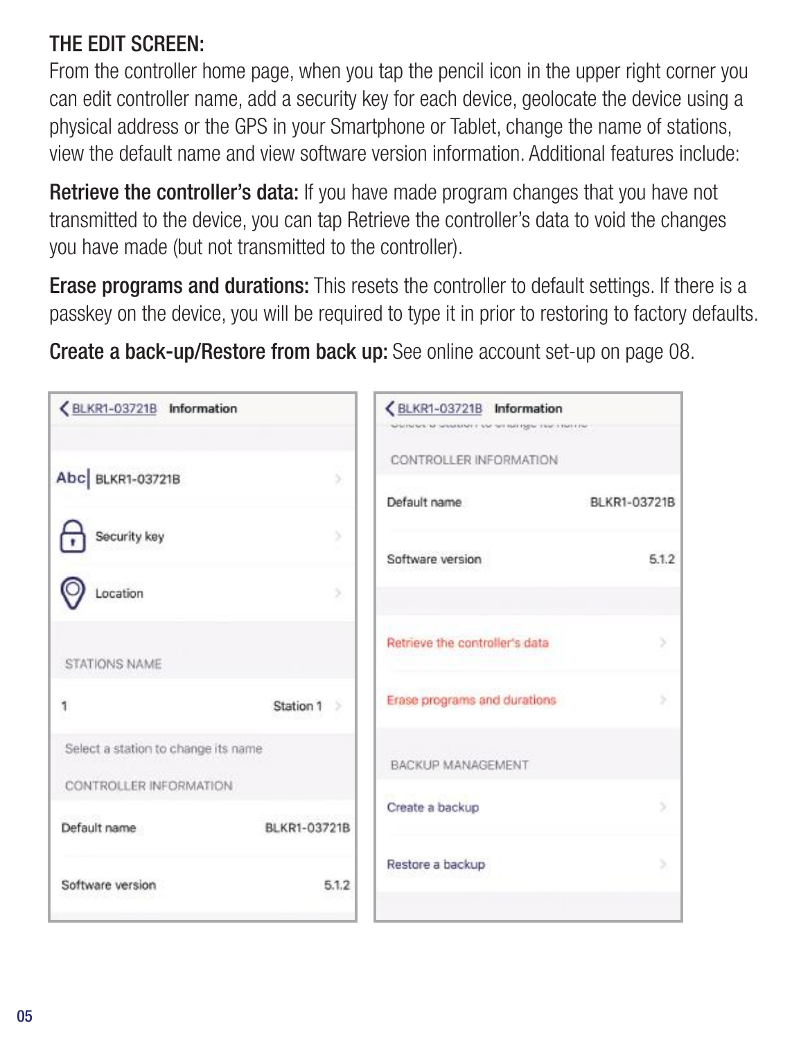### THE EDIT SCREEN:

From the controller home page, when you tap the pencil icon in the upper right corner you can edit controller name, add a security key for each device, geolocate the device using a physical address or the GPS in your Smartphone or Tablet, change the name of stations, view the default name and view software version information. Additional features include:

**Retrieve the controller's data:** If you have made program changes that you have not transmitted to the device, you can tap Retrieve the controller's data to void the changes you have made (but not transmitted to the controller).

**Erase programs and durations:** This resets the controller to default settings. If there is a passkey on the device, you will be required to type it in prior to restoring to factory defaults.

**Create a back-up/Restore from back up:** See online account set-up on page 08.

< BLKR1-03721B Information

Abc| BLKR1-03721B

Security key

Location

STATIONS NAME

1 Station 1

Select a station to change its name

CONTROLLER INFORMATION

Default name BLKR1-03721B

Software version 5.1.2

< BLKR1-03721B Information

CONTROLLER INFORMATION

Default name BLKR1-03721B

Software version 5.1.2

Retrieve the controller's data

Erase programs and durations

BACKUP MANAGEMENT

Create a backup

Restore a backup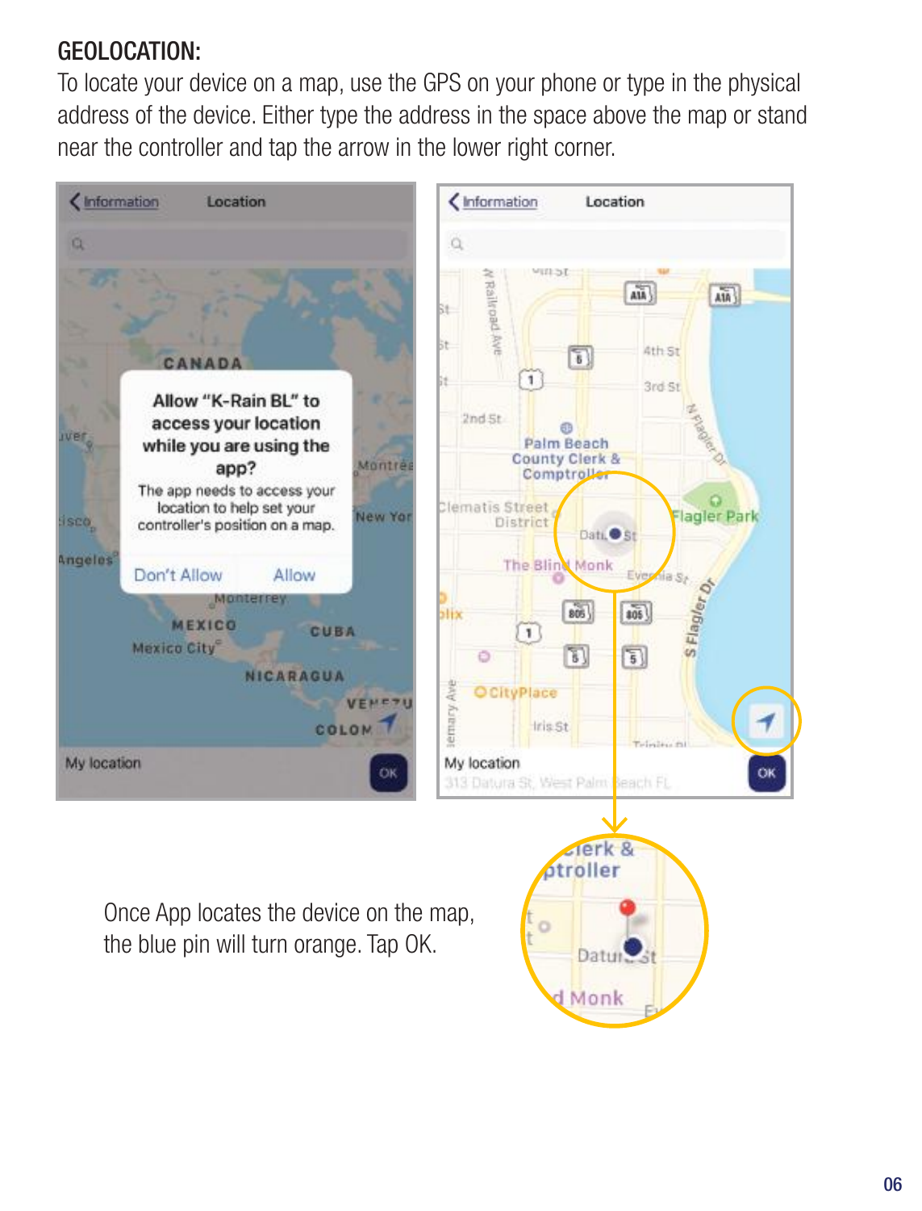## GEOLOCATION:

To locate your device on a map, use the GPS on your phone or type in the physical address of the device. Either type the address in the space above the map or stand near the controller and tap the arrow in the lower right corner.

Once App locates the device on the map, the blue pin will turn orange. Tap OK.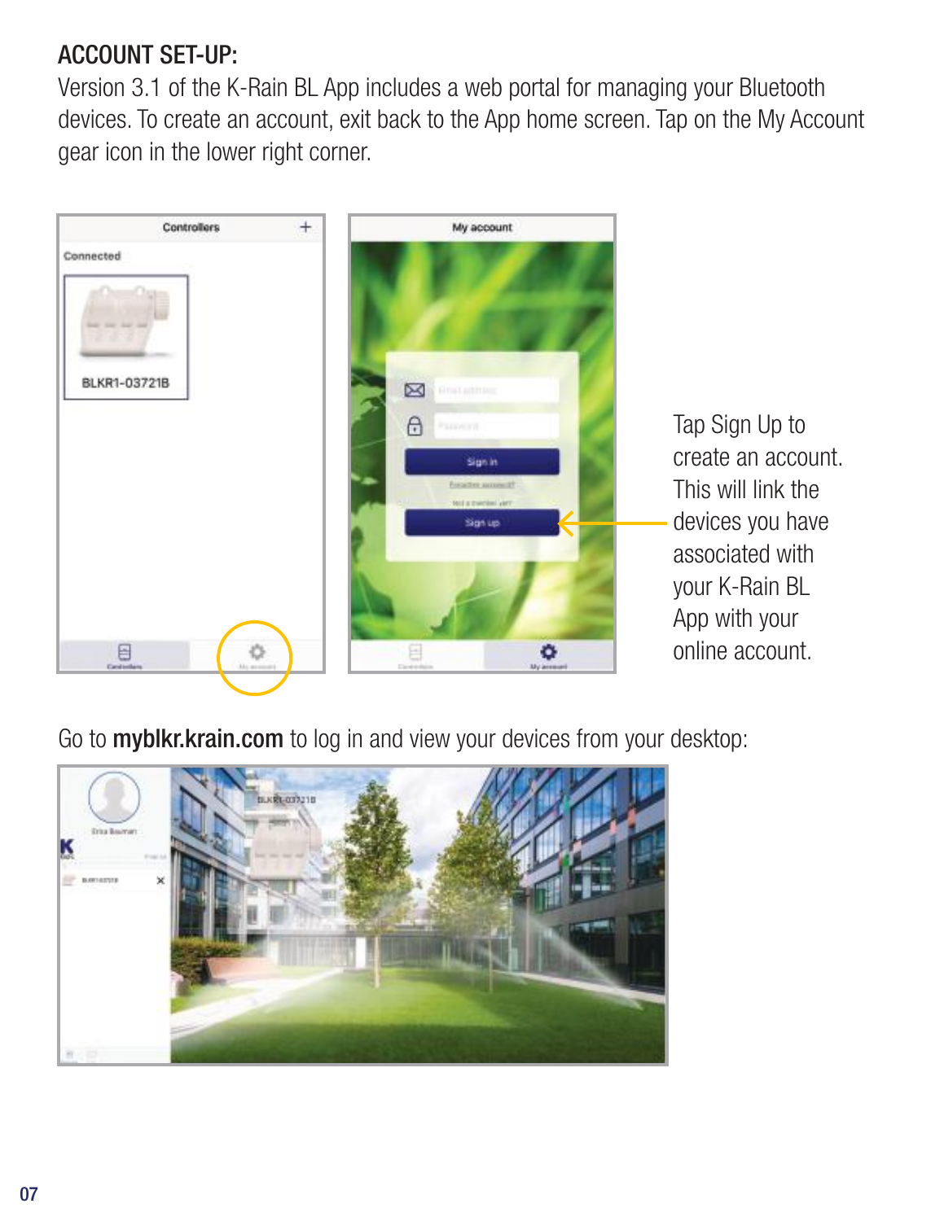## ACCOUNT SET-UP:

Version 3.1 of the K-Rain BL App includes a web portal for managing your Bluetooth devices. To create an account, exit back to the App home screen. Tap on the My Account gear icon in the lower right corner.

Tap Sign Up to create an account. This will link the devices you have associated with your K-Rain BL App with your online account.

Go to **myblkr.krain.com** to log in and view your devices from your desktop: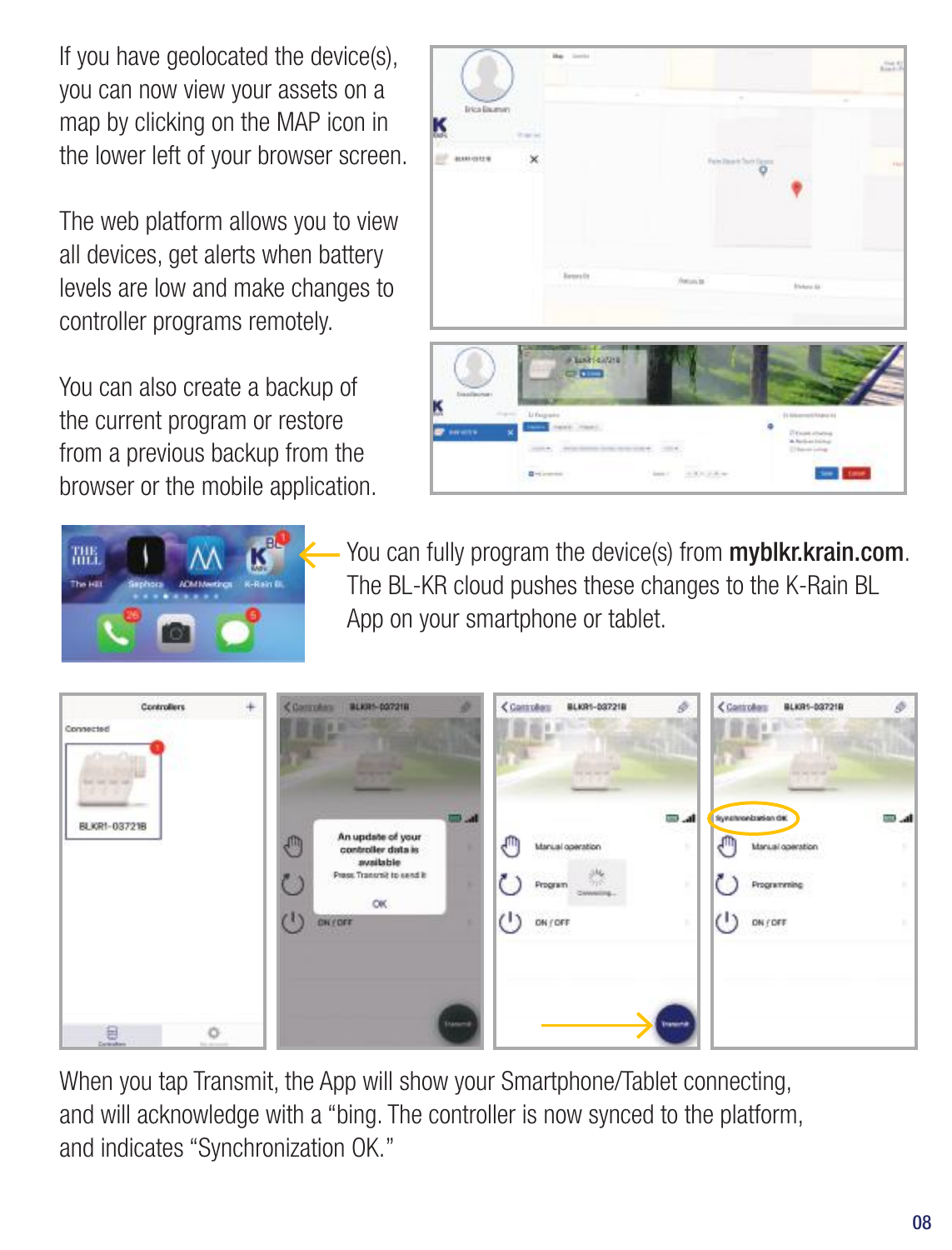If you have geolocated the device(s), you can now view your assets on a map by clicking on the MAP icon in the lower left of your browser screen.

The web platform allows you to view all devices, get alerts when battery levels are low and make changes to controller programs remotely.

You can also create a backup of the current program or restore from a previous backup from the browser or the mobile application.

You can fully program the device(s) from **myblkr.krain.com**. The BL-KR cloud pushes these changes to the K-Rain BL App on your smartphone or tablet.

When you tap Transmit, the App will show your Smartphone/Tablet connecting, and will acknowledge with a "bing. The controller is now synced to the platform, and indicates "Synchronization OK."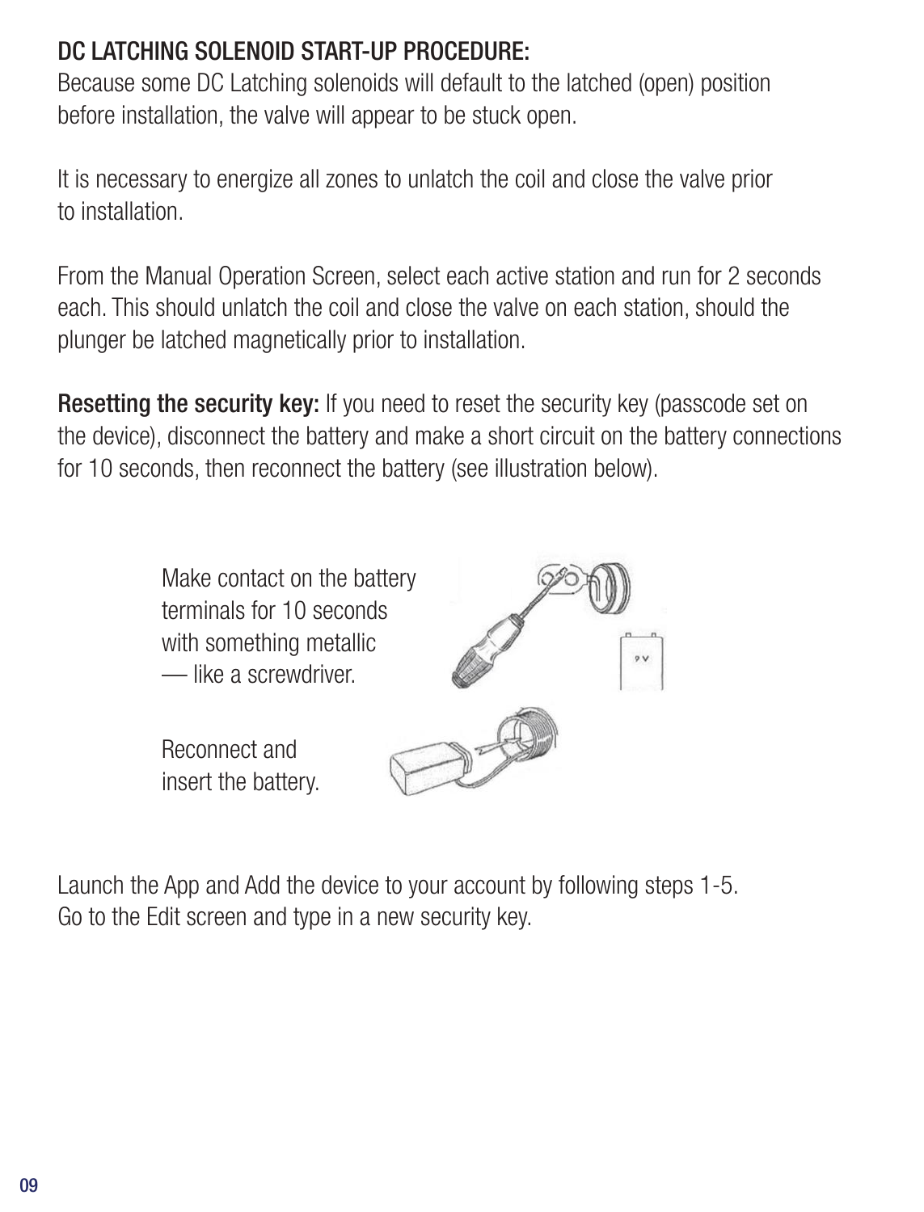## DC LATCHING SOLENOID START-UP PROCEDURE:

Because some DC Latching solenoids will default to the latched (open) position before installation, the valve will appear to be stuck open.

It is necessary to energize all zones to unlatch the coil and close the valve prior to installation.

From the Manual Operation Screen, select each active station and run for 2 seconds each. This should unlatch the coil and close the valve on each station, should the plunger be latched magnetically prior to installation.

**Resetting the security key:** If you need to reset the security key (passcode set on the device), disconnect the battery and make a short circuit on the battery connections for 10 seconds, then reconnect the battery (see illustration below).

Make contact on the battery terminals for 10 seconds with something metallic — like a screwdriver.

Reconnect and insert the battery.

Launch the App and Add the device to your account by following steps 1-5. Go to the Edit screen and type in a new security key.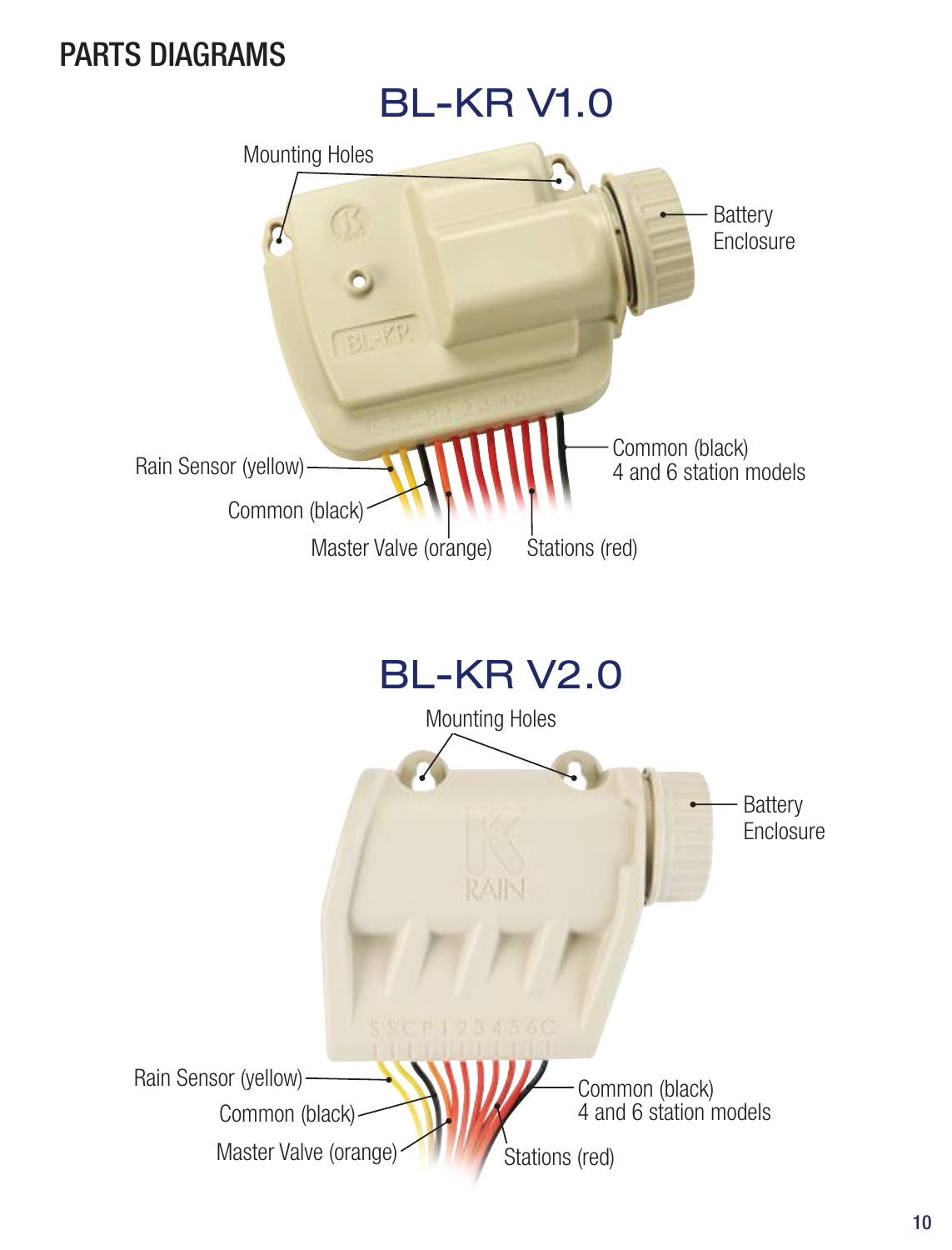## PARTS DIAGRAMS

### BL-KR V1.0

Mounting Holes

Battery Enclosure

Rain Sensor (yellow)

Common (black)

Master Valve (orange)

Stations (red)

Common (black)
4 and 6 station models

### BL-KR V2.0

Mounting Holes

Battery Enclosure

Rain Sensor (yellow)

Common (black)

Master Valve (orange)

Stations (red)

Common (black)
4 and 6 station models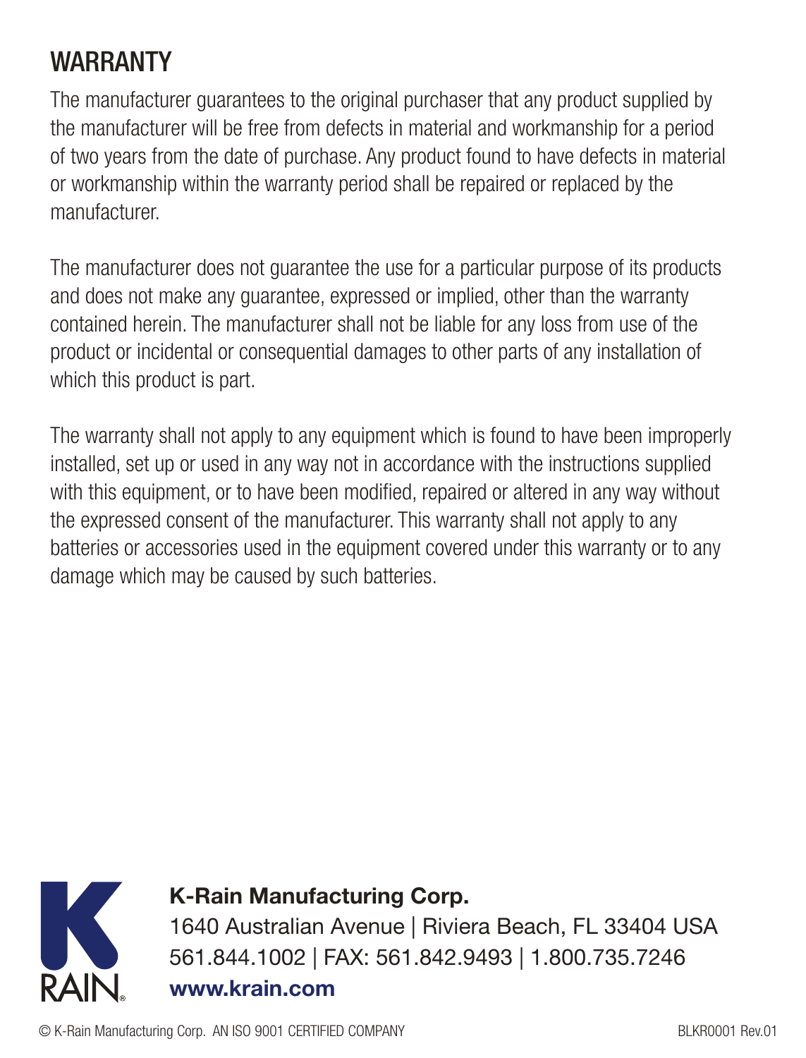# WARRANTY

The manufacturer guarantees to the original purchaser that any product supplied by the manufacturer will be free from defects in material and workmanship for a period of two years from the date of purchase. Any product found to have defects in material or workmanship within the warranty period shall be repaired or replaced by the manufacturer.

The manufacturer does not guarantee the use for a particular purpose of its products and does not make any guarantee, expressed or implied, other than the warranty contained herein. The manufacturer shall not be liable for any loss from use of the product or incidental or consequential damages to other parts of any installation of which this product is part.

The warranty shall not apply to any equipment which is found to have been improperly installed, set up or used in any way not in accordance with the instructions supplied with this equipment, or to have been modified, repaired or altered in any way without the expressed consent of the manufacturer. This warranty shall not apply to any batteries or accessories used in the equipment covered under this warranty or to any damage which may be caused by such batteries.

**K-Rain Manufacturing Corp.**
1640 Australian Avenue | Riviera Beach, FL 33404 USA
561.844.1002 | FAX: 561.842.9493 | 1.800.735.7246
**www.krain.com**

© K-Rain Manufacturing Corp. AN ISO 9001 CERTIFIED COMPANY

BLKR0001 Rev.01